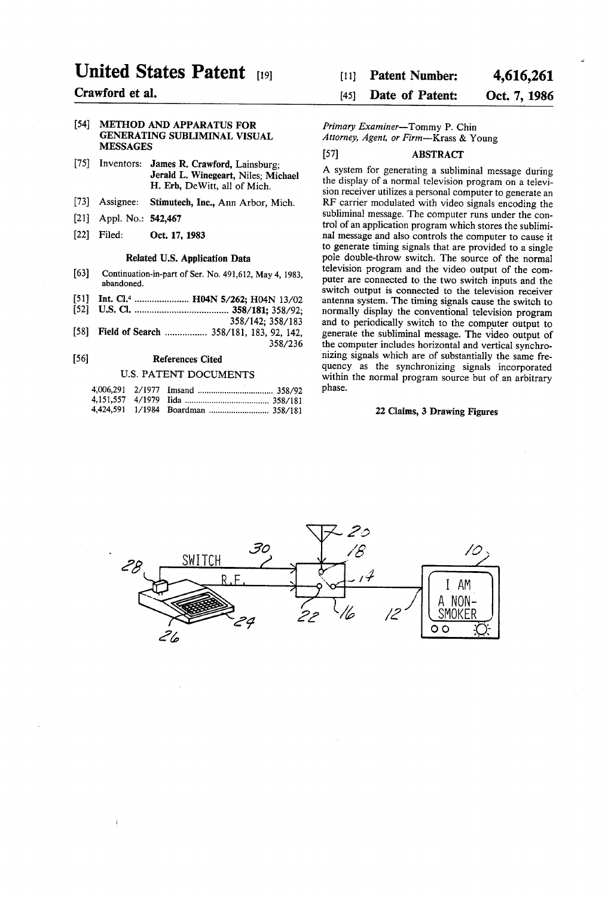# United States Patent [19]

**Crawford et al.**

[11] **Patent Number: 4,616,261**

[45] **Date of Patent: Oct. 7, 1986**

[54] **METHOD AND APPARATUS FOR GENERATING SUBLIMINAL VISUAL MESSAGES**

[75] Inventors: **James R. Crawford**, Lainsburg; **Jerald L. Winegeart**, Niles; **Michael H. Erb**, DeWitt, all of Mich.

[73] Assignee: **Stimutech, Inc.**, Ann Arbor, Mich.

[21] Appl. No.: **542,467**

[22] Filed: **Oct. 17, 1983**

### Related U.S. Application Data

[63] Continuation-in-part of Ser. No. 491,612, May 4, 1983, abandoned.

[51] **Int. Cl.**[4] ...................... **H04N 5/262**; H04N 13/02

[52] **U.S. Cl.** ...................................... **358/181**; 358/92; 358/142; 358/183

[58] **Field of Search** ................. 358/181, 183, 92, 142, 358/236

[56] **References Cited**

U.S. PATENT DOCUMENTS

| | | | |
|---|---|---|---|
| 4,006,291 | 2/1977 | Imsand | 358/92 |
| 4,151,557 | 4/1979 | Iida | 358/181 |
| 4,424,591 | 1/1984 | Boardman | 358/181 |

*Primary Examiner*—Tommy P. Chin

*Attorney, Agent, or Firm*—Krass & Young

[57] **ABSTRACT**

A system for generating a subliminal message during the display of a normal television program on a television receiver utilizes a personal computer to generate an RF carrier modulated with video signals encoding the subliminal message. The computer runs under the control of an application program which stores the subliminal message and also controls the computer to cause it to generate timing signals that are provided to a single pole double-throw switch. The source of the normal television program and the video output of the computer are connected to the two switch inputs and the switch output is connected to the television receiver antenna system. The timing signals cause the switch to normally display the conventional television program and to periodically switch to the computer output to generate the subliminal message. The video output of the computer includes horizontal and vertical synchronizing signals which are of substantially the same frequency as the synchronizing signals incorporated within the normal program source but of an arbitrary phase.

**22 Claims, 3 Drawing Figures**

SWITCH 30 R.F. 28 24 26 20 18 14 22 16 12 10 I AM A NON-SMOKER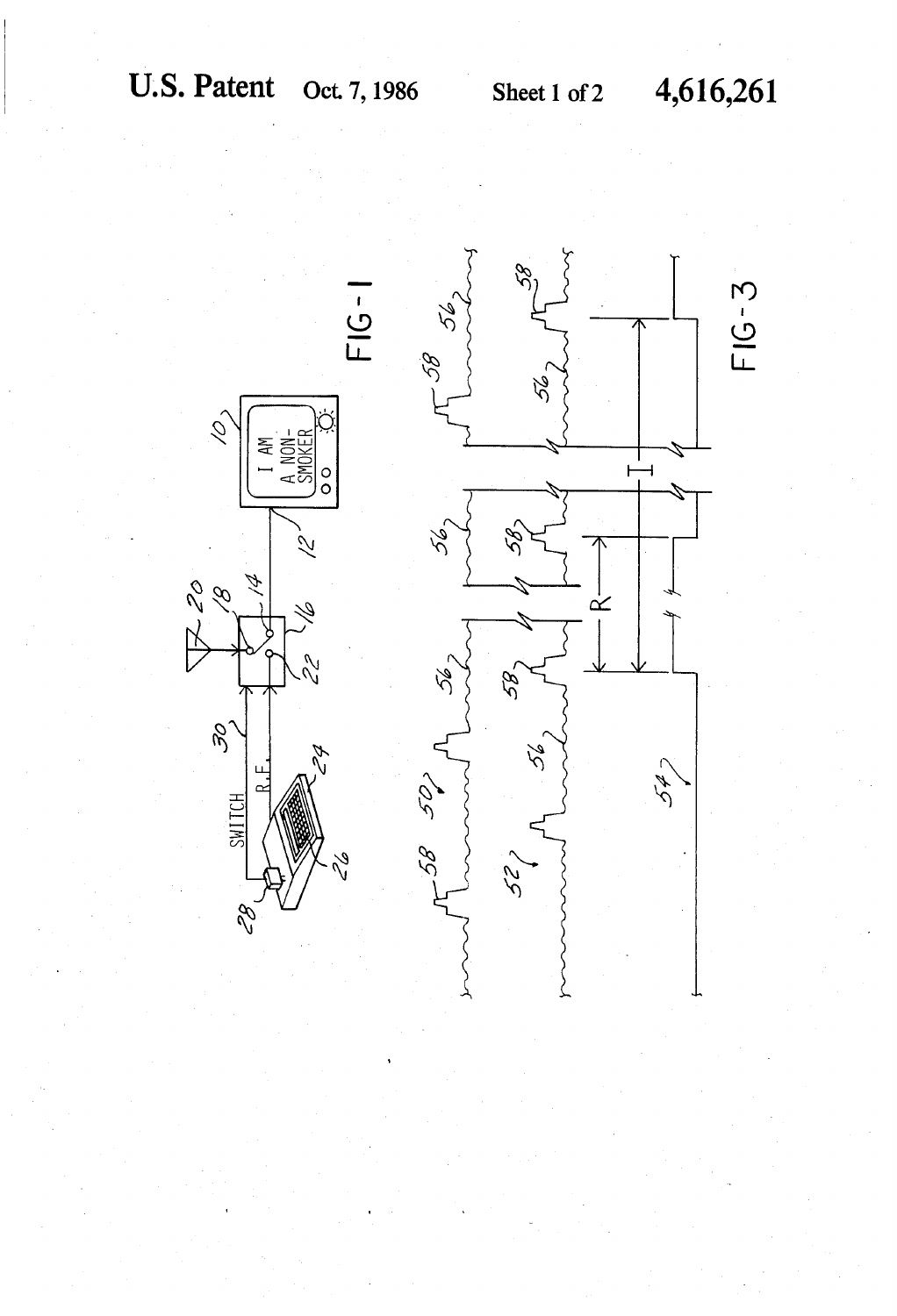FIG-1

FIG-3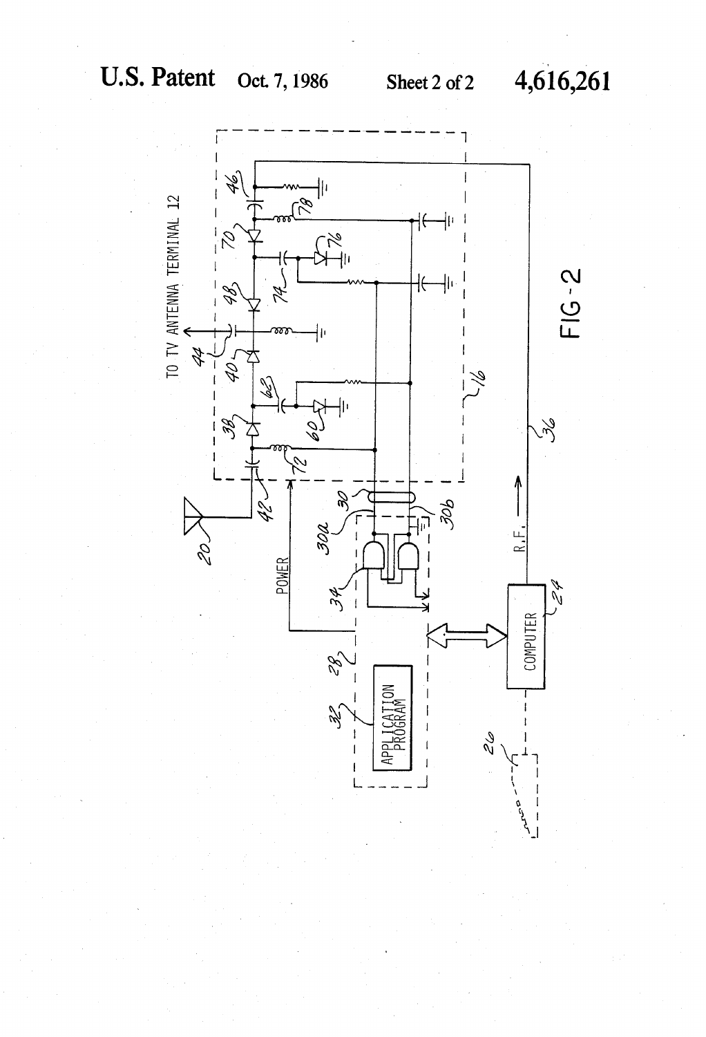FIG-2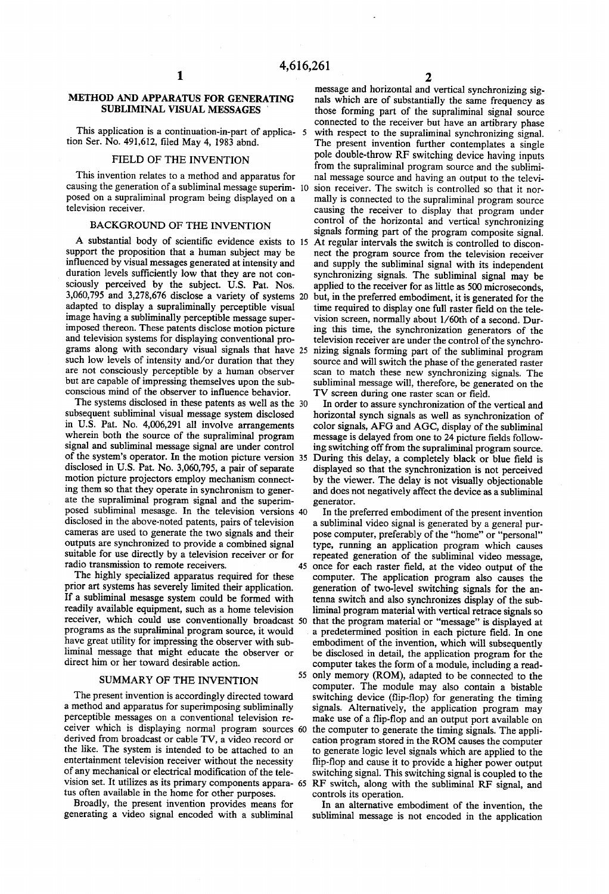# METHOD AND APPARATUS FOR GENERATING SUBLIMINAL VISUAL MESSAGES

This application is a continuation-in-part of application Ser. No. 491,612, filed May 4, 1983 abnd.

## FIELD OF THE INVENTION

This invention relates to a method and apparatus for causing the generation of a subliminal message superimposed on a supraliminal program being displayed on a television receiver.

## BACKGROUND OF THE INVENTION

A substantial body of scientific evidence exists to support the proposition that a human subject may be influenced by visual messages generated at intensity and duration levels sufficiently low that they are not consciously perceived by the subject. U.S. Pat. Nos. 3,060,795 and 3,278,676 disclose a variety of systems adapted to display a supraliminally perceptible visual image having a subliminally perceptible message superimposed thereon. These patents disclose motion picture and television systems for displaying conventional programs along with secondary visual signals that have such low levels of intensity and/or duration that they are not consciously perceptible by a human observer but are capable of impressing themselves upon the subconscious mind of the observer to influence behavior.

The systems disclosed in these patents as well as the subsequent subliminal visual message system disclosed in U.S. Pat. No. 4,006,291 all involve arrangements wherein both the source of the supraliminal program signal and subliminal message signal are under control of the system's operator. In the motion picture version disclosed in U.S. Pat. No. 3,060,795, a pair of separate motion picture projectors employ mechanism connecting them so that they operate in synchronism to generate the supraliminal program signal and the superimposed subliminal mesasge. In the television versions disclosed in the above-noted patents, pairs of television cameras are used to generate the two signals and their outputs are synchronized to provide a combined signal suitable for use directly by a television receiver or for radio transmission to remote receivers.

The highly specialized apparatus required for these prior art systems has severely limited their application. If a subliminal mesasge system could be formed with readily available equipment, such as a home television receiver, which could use conventionally broadcast programs as the supraliminal program source, it would have great utility for impressing the observer with subliminal message that might educate the observer or direct him or her toward desirable action.

## SUMMARY OF THE INVENTION

The present invention is accordingly directed toward a method and apparatus for superimposing subliminally perceptible messages on a conventional television receiver which is displaying normal program sources derived from broadcast or cable TV, a video record or the like. The system is intended to be attached to an entertainment television receiver without the necessity of any mechanical or electrical modification of the television set. It utilizes as its primary components apparatus often available in the home for other purposes.

Broadly, the present invention provides means for generating a video signal encoded with a subliminal message and horizontal and vertical synchronizing signals which are of substantially the same frequency as those forming part of the supraliminal signal source connected to the receiver but have an artibrary phase with respect to the supraliminal synchronizing signal. The present invention further contemplates a single pole double-throw RF switching device having inputs from the supraliminal program source and the subliminal message source and having an output to the television receiver. The switch is controlled so that it normally is connected to the supraliminal program source causing the receiver to display that program under control of the horizontal and vertical synchronizing signals forming part of the program composite signal. At regular intervals the switch is controlled to disconnect the program source from the television receiver and supply the subliminal signal with its independent synchronizing signals. The subliminal signal may be applied to the receiver for as little as 500 microseconds, but, in the preferred embodiment, it is generated for the time required to display one full raster field on the television screen, normally about 1/60th of a second. During this time, the synchronization generators of the television receiver are under the control of the synchronizing signals forming part of the subliminal program source and will switch the phase of the generated raster scan to match these new synchronizing signals. The subliminal message will, therefore, be generated on the TV screen during one raster scan or field.

In order to assure synchronization of the vertical and horizontal synch signals as well as synchronization of color signals, AFG and AGC, display of the subliminal message is delayed from one to 24 picture fields following switching off from the supraliminal program source. During this delay, a completely black or blue field is displayed so that the synchronization is not perceived by the viewer. The delay is not visually objectionable and does not negatively affect the device as a subliminal generator.

In the preferred embodiment of the present invention a subliminal video signal is generated by a general purpose computer, preferably of the "home" or "personal" type, running an application program which causes repeated generation of the subliminal video message, once for each raster field, at the video output of the computer. The application program also causes the generation of two-level switching signals for the antenna switch and also synchronizes display of the subliminal program material with vertical retrace signals so that the program material or "message" is displayed at a predetermined position in each picture field. In one embodiment of the invention, which will subsequently be disclosed in detail, the application program for the computer takes the form of a module, including a read-only memory (ROM), adapted to be connected to the computer. The module may also contain a bistable switching device (flip-flop) for generating the timing signals. Alternatively, the application program may make use of a flip-flop and an output port available on the computer to generate the timing signals. The application program stored in the ROM causes the computer to generate logic level signals which are applied to the flip-flop and cause it to provide a higher power output switching signal. This switching signal is coupled to the RF switch, along with the subliminal RF signal, and controls its operation.

In an alternative embodiment of the invention, the subliminal message is not encoded in the application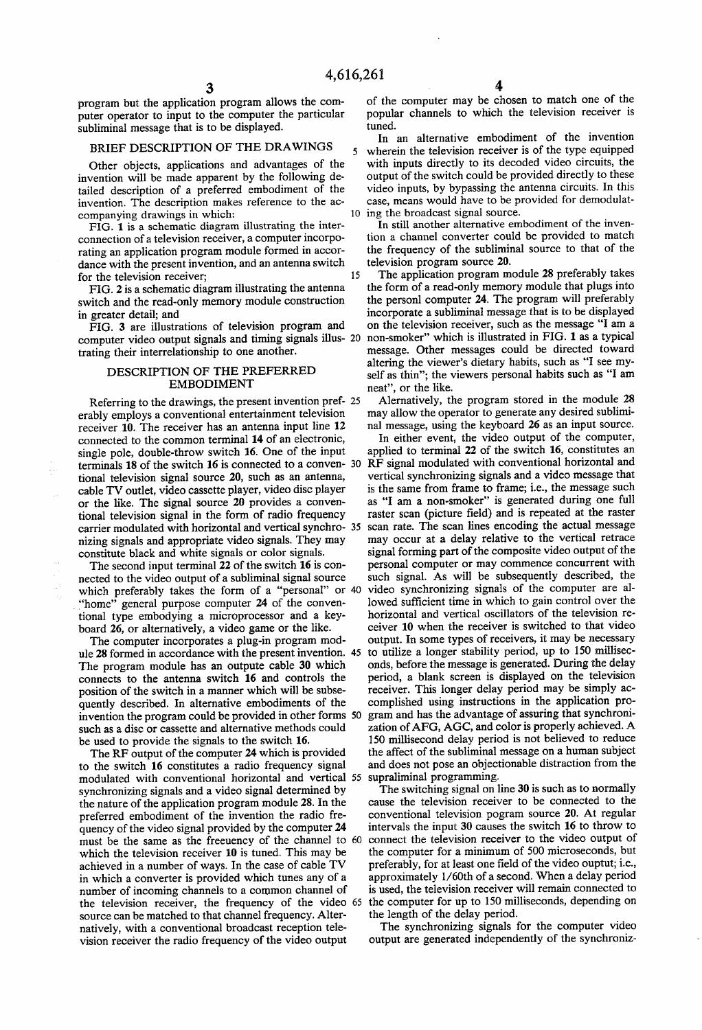program but the application program allows the computer operator to input to the computer the particular subliminal message that is to be displayed.

## BRIEF DESCRIPTION OF THE DRAWINGS

Other objects, applications and advantages of the invention will be made apparent by the following detailed description of a preferred embodiment of the invention. The description makes reference to the accompanying drawings in which:

FIG. 1 is a schematic diagram illustrating the interconnection of a television receiver, a computer incorporating an application program module formed in accordance with the present invention, and an antenna switch for the television receiver;

FIG. 2 is a schematic diagram illustrating the antenna switch and the read-only memory module construction in greater detail; and

FIG. 3 are illustrations of television program and computer video output signals and timing signals illustrating their interrelationship to one another.

## DESCRIPTION OF THE PREFERRED EMBODIMENT

Referring to the drawings, the present invention preferably employs a conventional entertainment television receiver 10. The receiver has an antenna input line 12 connected to the common terminal 14 of an electronic, single pole, double-throw switch 16. One of the input terminals 18 of the switch 16 is connected to a conventional television signal source 20, such as an antenna, cable TV outlet, video cassette player, video disc player or the like. The signal source 20 provides a conventional television signal in the form of radio frequency carrier modulated with horizontal and vertical synchronizing signals and appropriate video signals. They may constitute black and white signals or color signals.

The second input terminal 22 of the switch 16 is connected to the video output of a subliminal signal source which preferably takes the form of a "personal" or "home" general purpose computer 24 of the conventional type embodying a microprocessor and a keyboard 26, or alternatively, a video game or the like.

The computer incorporates a plug-in program module 28 formed in accordance with the present invention. The program module has an outpute cable 30 which connects to the antenna switch 16 and controls the position of the switch in a manner which will be subsequently described. In alternative embodiments of the invention the program could be provided in other forms such as a disc or cassette and alternative methods could be used to provide the signals to the switch 16.

The RF output of the computer 24 which is provided to the switch 16 constitutes a radio frequency signal modulated with conventional horizontal and vertical synchronizing signals and a video signal determined by the nature of the application program module 28. In the preferred embodiment of the invention the radio frequency of the video signal provided by the computer 24 must be the same as the freeuency of the channel to which the television receiver 10 is tuned. This may be achieved in a number of ways. In the case of cable TV in which a converter is provided which tunes any of a number of incoming channels to a common channel of the television receiver, the frequency of the video source can be matched to that channel frequency. Alternatively, with a conventional broadcast reception television receiver the radio frequency of the video output of the computer may be chosen to match one of the popular channels to which the television receiver is tuned.

In an alternative embodiment of the invention wherein the television receiver is of the type equipped with inputs directly to its decoded video circuits, the output of the switch could be provided directly to these video inputs, by bypassing the antenna circuits. In this case, means would have to be provided for demodulating the broadcast signal source.

In still another alternative embodiment of the invention a channel converter could be provided to match the frequency of the subliminal source to that of the television program source 20.

The application program module 28 preferably takes the form of a read-only memory module that plugs into the personl computer 24. The program will preferably incorporate a subliminal message that is to be displayed on the television receiver, such as the message "I am a non-smoker" which is illustrated in FIG. 1 as a typical message. Other messages could be directed toward altering the viewer's dietary habits, such as "I see myself as thin"; the viewers personal habits such as "I am neat", or the like.

Alternatively, the program stored in the module 28 may allow the operator to generate any desired subliminal message, using the keyboard 26 as an input source.

In either event, the video output of the computer, applied to terminal 22 of the switch 16, constitutes an RF signal modulated with conventional horizontal and vertical synchronizing signals and a video message that is the same from frame to frame; i.e., the message such as "I am a non-smoker" is generated during one full raster scan (picture field) and is repeated at the raster scan rate. The scan lines encoding the actual message may occur at a delay relative to the vertical retrace signal forming part of the composite video output of the personal computer or may commence concurrent with such signal. As will be subsequently described, the video synchronizing signals of the computer are allowed sufficient time in which to gain control over the horizontal and vertical oscillators of the television receiver 10 when the receiver is switched to that video output. In some types of receivers, it may be necessary to utilize a longer stability period, up to 150 milliseconds, before the message is generated. During the delay period, a blank screen is displayed on the television receiver. This longer delay period may be simply accomplished using instructions in the application program and has the advantage of assuring that synchronization of AFG, AGC, and color is properly achieved. A 150 millisecond delay period is not believed to reduce the affect of the subliminal message on a human subject and does not pose an objectionable distraction from the supraliminal programming.

The switching signal on line 30 is such as to normally cause the television receiver to be connected to the conventional television pogram source 20. At regular intervals the input 30 causes the switch 16 to throw to connect the television receiver to the video output of the computer for a minimum of 500 microseconds, but preferably, for at least one field of the video ouptut; i.e., approximately 1/60th of a second. When a delay period is used, the television receiver will remain connected to the computer for up to 150 milliseconds, depending on the length of the delay period.

The synchronizing signals for the computer video output are generated independently of the synchroniz-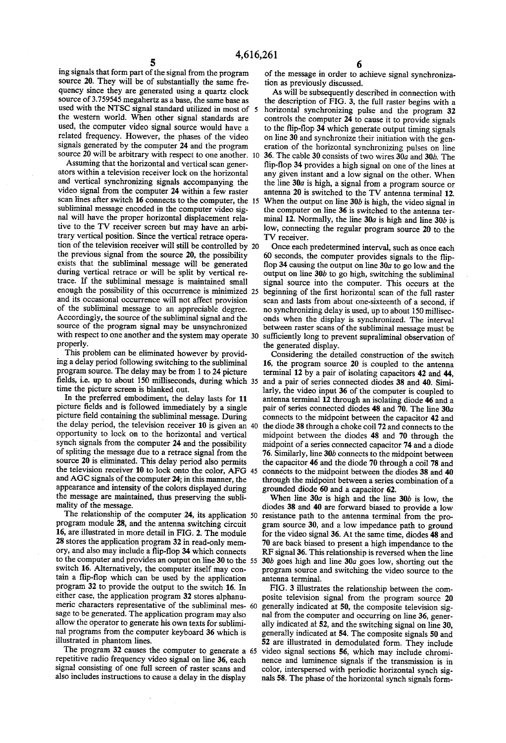ing signals that form part of the signal from the program source 20. They will be of substantially the same frequency since they are generated using a quartz clock source of 3.759545 megahertz as a base, the same base as used with the NTSC signal standard utilized in most of the western world. When other signal standards are used, the computer video signal source would have a related frequency. However, the phases of the video signals generated by the computer 24 and the program source 20 will be arbitrary with respect to one another.

Assuming that the horizontal and vertical scan generators within a television receiver lock on the horizontal and vertical synchronizing signals accompanying the video signal from the computer 24 within a few raster scan lines after switch 16 connects to the computer, the subliminal message encoded in the computer video signal will have the proper horizontal displacement relative to the TV receiver screen but may have an arbitrary vertical position. Since the vertical retrace operation of the television receiver will still be controlled by the previous signal from the source 20, the possibility exists that the subliminal message will be generated during vertical retrace or will be split by vertical retrace. If the subliminal message is maintained small enough the possibility of this occurrence is minimized and its occasional occurrence will not affect provision of the subliminal message to an appreciable degree. Accordingly, the source of the subliminal signal and the source of the program signal may be unsynchronized with respect to one another and the system may operate properly.

This problem can be eliminated however by providing a delay period following switching to the subliminal program source. The delay may be from 1 to 24 picture fields, i.e. up to about 150 milliseconds, during which time the picture screen is blanked out.

In the preferred embodiment, the delay lasts for 11 picture fields and is followed immediately by a single picture field containing the subliminal message. During the delay period, the television receiver 10 is given an opportunity to lock on to the horizontal and vertical synch signals from the computer 24 and the possibility of spliting the message due to a retrace signal from the source 20 is eliminated. This delay period also permits the television receiver 10 to lock onto the color, AFG and AGC signals of the computer 24; in this manner, the appearance and intensity of the colors displayed during the message are maintained, thus preserving the subliminality of the message.

The relationship of the computer 24, its application program module 28, and the antenna switching circuit 16, are illustrated in more detail in FIG. 2. The module 28 stores the application program 32 in read-only memory, and also may include a flip-flop 34 which connects to the computer and provides an output on line 30 to the switch 16. Alternatively, the computer itself may contain a flip-flop which can be used by the application program 32 to provide the output to the switch 16. In either case, the application program 32 stores alphanumeric characters representative of the subliminal message to be generated. The application program may also allow the operator to generate his own texts for subliminal programs from the computer keyboard 36 which is illustrated in phantom lines.

The program 32 causes the computer to generate a repetitive radio frequency video signal on line 36, each signal consisting of one full screen of raster scans and also includes instructions to cause a delay in the display of the message in order to achieve signal synchronization as previously discussed.

As will be subsequently described in connection with the description of FIG. 3, the full raster begins with a horizontal synchronizing pulse and the program 32 controls the computer 24 to cause it to provide signals to the flip-flop 34 which generate output timing signals on line 30 and synchronize their initiation with the generation of the horizontal synchronizing pulses on line 36. The cable 30 consists of two wires 30*a* and 30*b*. The flip-flop 34 provides a high signal on one of the lines at any given instant and a low signal on the other. When the line 30*a* is high, a signal from a program source or antenna 20 is switched to the TV antenna terminal 12. When the output on line 30*b* is high, the video signal in the computer on line 36 is switched to the antenna terminal 12. Normally, the line 30*a* is high and line 30*b* is low, connecting the regular program source 20 to the TV receiver.

Once each predetermined interval, such as once each 60 seconds, the computer provides signals to the flip-flop 34 causing the output on line 30*a* to go low and the output on line 30*b* to go high, switching the subliminal signal source into the computer. This occurs at the beginning of the first horizontal scan of the full raster scan and lasts from about one-sixteenth of a second, if no synchronizing delay is used, up to about 150 milliseconds when the display is synchronized. The interval between raster scans of the subliminal message must be sufficiently long to prevent supraliminal observation of the generated display.

Considering the detailed construction of the switch 16, the program source 20 is coupled to the antenna terminal 12 by a pair of isolating capacitors 42 and 44, and a pair of series connected diodes 38 and 40. Similarly, the video input 36 of the computer is coupled to antenna terminal 12 through an isolating diode 46 and a pair of series connected diodes 48 and 70. The line 30*a* connects to the midpoint between the capacitor 42 and the diode 38 through a choke coil 72 and connects to the midpoint between the diodes 48 and 70 through the midpoint of a series connected capacitor 74 and a diode 76. Similarly, line 30*b* connects to the midpoint between the capacitor 46 and the diode 70 through a coil 78 and connects to the midpoint between the diodes 38 and 40 through the midpoint between a series combination of a grounded diode 60 and a capacitor 62.

When line 30*a* is high and the line 30*b* is low, the diodes 38 and 40 are forward biased to provide a low resistance path to the antenna terminal from the program source 30, and a low impedance path to ground for the video signal 36. At the same time, diodes 48 and 70 are back biased to present a high impendance to the RF signal 36. This relationship is reversed when the line 30*b* goes high and line 30*a* goes low, shorting out the program source and switching the video source to the antenna terminal.

FIG. 3 illustrates the relationship between the composite television signal from the program source 20 generally indicated at 50, the composite television signal from the computer and occurring on line 36, generally indicated at 52, and the switching signal on line 30, generally indicated at 54. The composite signals 50 and 52 are illustrated in demodulated form. They include video signal sections 56, which may include chrominence and luminence signals if the transmission is in color, interspersed with periodic horizontal synch signals 58. The phase of the horizontal synch signals form-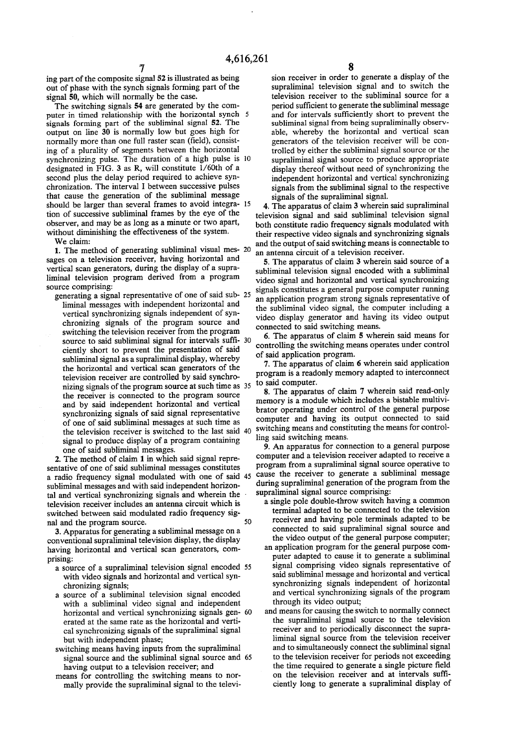ing part of the composite signal 52 is illustrated as being out of phase with the synch signals forming part of the signal 50, which will normally be the case.

The switching signals 54 are generated by the computer in timed relationship with the horizontal synch signals forming part of the subliminal signal 52. The output on line 30 is normally low but goes high for normally more than one full raster scan (field), consisting of a plurality of segments between the horizontal synchronizing pulse. The duration of a high pulse is designated in FIG. 3 as R, will constitute 1/60th of a second plus the delay period required to achieve synchronization. The interval I between successive pulses that cause the generation of the subliminal message should be larger than several frames to avoid integration of successive subliminal frames by the eye of the observer, and may be as long as a minute or two apart, without diminishing the effectiveness of the system.

We claim:

1. The method of generating subliminal visual messages on a television receiver, having horizontal and vertical scan generators, during the display of a supraliminal television program derived from a program source comprising:
   - generating a signal representative of one of said subliminal messages with independent horizontal and vertical synchronizing signals independent of synchronizing signals of the program source and switching the television receiver from the program source to said subliminal signal for intervals sufficiently short to prevent the presentation of said subliminal signal as a supraliminal display, whereby the horizontal and vertical scan generators of the television receiver are controlled by said synchronizing signals of the program source at such time as the receiver is connected to the program source and by said independent horizontal and vertical synchronizing signals of said signal representative of one of said subliminal messages at such time as the television receiver is switched to the last said signal to produce display of a program containing one of said subliminal messages.

2. The method of claim 1 in which said signal representative of one of said subliminal messages constitutes a radio frequency signal modulated with one of said subliminal messages and with said independent horizontal and vertical synchronizing signals and wherein the television receiver includes an antenna circuit which is switched between said modulated radio frequency signal and the program source.

3. Apparatus for generating a subliminal message on a conventional supraliminal television display, the display having horizontal and vertical scan generators, comprising:
   - a source of a supraliminal television signal encoded with video signals and horizontal and vertical synchronizing signals;
   - a source of a subliminal television signal encoded with a subliminal video signal and independent horizontal and vertical synchronizing signals generated at the same rate as the horizontal and vertical synchronizing signals of the supraliminal signal but with independent phase;
   - switching means having inputs from the supraliminal signal source and the subliminal signal source and having output to a television receiver; and
   - means for controlling the switching means to normally provide the supraliminal signal to the television receiver in order to generate a display of the supraliminal television signal and to switch the television receiver to the subliminal source for a period sufficient to generate the subliminal message and for intervals sufficiently short to prevent the subliminal signal from being supraliminally observable, whereby the horizontal and vertical scan generators of the television receiver will be controlled by either the subliminal signal source or the supraliminal signal source to produce appropriate display thereof without need of synchronizing the independent horizontal and vertical synchronizing signals from the subliminal signal to the respective signals of the supraliminal signal.

4. The apparatus of claim 3 wherein said supraliminal television signal and said subliminal television signal both constitute radio frequency signals modulated with their respective video signals and synchronizing signals and the output of said switching means is connectable to an antenna circuit of a television receiver.

5. The apparatus of claim 3 wherein said source of a subliminal television signal encoded with a subliminal video signal and horizontal and vertical synchronizing signals constitutes a general purpose computer running an application program strong signals representative of the subliminal video signal, the computer including a video display generator and having its video output connected to said switching means.

6. The apparatus of claim 5 wherein said means for controlling the switching means operates under control of said application program.

7. The apparatus of claim 6 wherein said application program is a readonly memory adapted to interconnect to said computer.

8. The apparatus of claim 7 wherein said read-only memory is a module which includes a bistable multivibrator operating under control of the general purpose computer and having its output connected to said switching means and constituting the means for controlling said switching means.

9. An apparatus for connection to a general purpose computer and a television receiver adapted to receive a program from a supraliminal signal source operative to cause the receiver to generate a subliminal message during supraliminal generation of the program from the supraliminal signal source comprising:
   - a single pole double-throw switch having a common terminal adapted to be connected to the television receiver and having pole terminals adapted to be connected to said supraliminal signal source and the video output of the general purpose computer;
   - an application program for the general purpose computer adapted to cause it to generate a subliminal signal comprising video signals representative of said subliminal message and horizontal and vertical synchronizing signals independent of horizontal and vertical synchronizing signals of the program through its video output;
   - and means for causing the switch to normally connect the supraliminal signal source to the television receiver and to periodically disconnect the supraliminal signal source from the television receiver and to simultaneously connect the subliminal signal to the television receiver for periods not exceeding the time required to generate a single picture field on the television receiver and at intervals sufficiently long to generate a supraliminal display of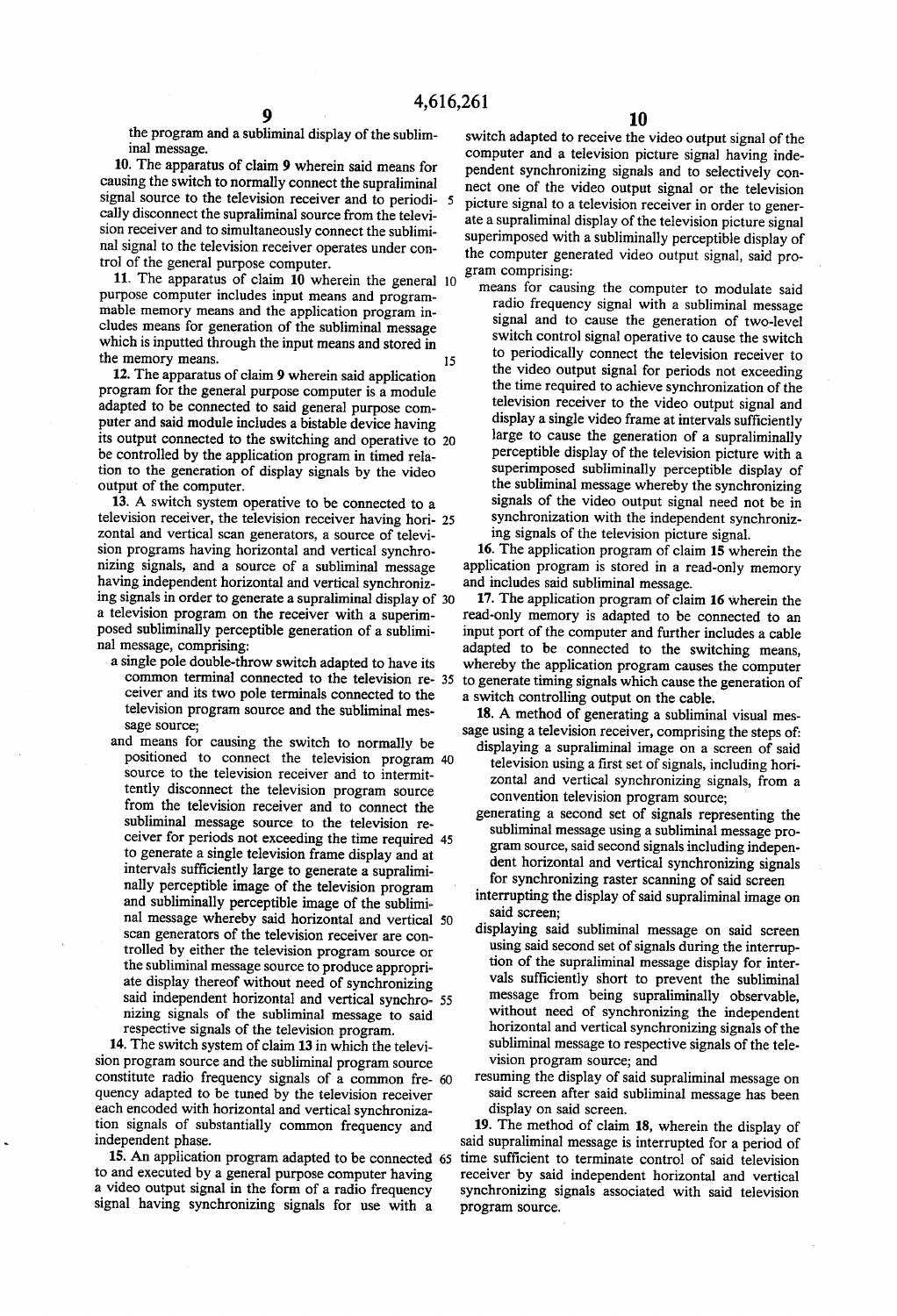the program and a subliminal display of the subliminal message.

10. The apparatus of claim 9 wherein said means for causing the switch to normally connect the supraliminal signal source to the television receiver and to periodically disconnect the supraliminal source from the television receiver and to simultaneously connect the subliminal signal to the television receiver operates under control of the general purpose computer.

11. The apparatus of claim 10 wherein the general purpose computer includes input means and programmable memory means and the application program includes means for generation of the subliminal message which is inputted through the input means and stored in the memory means.

12. The apparatus of claim 9 wherein said application program for the general purpose computer is a module adapted to be connected to said general purpose computer and said module includes a bistable device having its output connected to the switching and operative to be controlled by the application program in timed relation to the generation of display signals by the video output of the computer.

13. A switch system operative to be connected to a television receiver, the television receiver having horizontal and vertical scan generators, a source of television programs having horizontal and vertical synchronizing signals, and a source of a subliminal message having independent horizontal and vertical synchronizing signals in order to generate a supraliminal display of a television program on the receiver with a superimposed subliminally perceptible generation of a subliminal message, comprising:

- a single pole double-throw switch adapted to have its common terminal connected to the television receiver and its two pole terminals connected to the television program source and the subliminal message source;
- and means for causing the switch to normally be positioned to connect the television program source to the television receiver and to intermittently disconnect the television program source from the television receiver and to connect the subliminal message source to the television receiver for periods not exceeding the time required to generate a single television frame display and at intervals sufficiently large to generate a supraliminally perceptible image of the television program and subliminally perceptible image of the subliminal message whereby said horizontal and vertical scan generators of the television receiver are controlled by either the television program source or the subliminal message source to produce appropriate display thereof without need of synchronizing said independent horizontal and vertical synchronizing signals of the subliminal message to said respective signals of the television program.

14. The switch system of claim 13 in which the television program source and the subliminal program source constitute radio frequency signals of a common frequency adapted to be tuned by the television receiver each encoded with horizontal and vertical synchronization signals of substantially common frequency and independent phase.

15. An application program adapted to be connected to and executed by a general purpose computer having a video output signal in the form of a radio frequency signal having synchronizing signals for use with a switch adapted to receive the video output signal of the computer and a television picture signal having independent synchronizing signals and to selectively connect one of the video output signal or the television picture signal to a television receiver in order to generate a supraliminal display of the television picture signal superimposed with a subliminally perceptible display of the computer generated video output signal, said program comprising:

- means for causing the computer to modulate said radio frequency signal with a subliminal message signal and to cause the generation of two-level switch control signal operative to cause the switch to periodically connect the television receiver to the video output signal for periods not exceeding the time required to achieve synchronization of the television receiver to the video output signal and display a single video frame at intervals sufficiently large to cause the generation of a supraliminally perceptible display of the television picture with a superimposed subliminally perceptible display of the subliminal message whereby the synchronizing signals of the video output signal need not be in synchronization with the independent synchronizing signals of the television picture signal.

16. The application program of claim 15 wherein the application program is stored in a read-only memory and includes said subliminal message.

17. The application program of claim 16 wherein the read-only memory is adapted to be connected to an input port of the computer and further includes a cable adapted to be connected to the switching means, whereby the application program causes the computer to generate timing signals which cause the generation of a switch controlling output on the cable.

18. A method of generating a subliminal visual message using a television receiver, comprising the steps of:

- displaying a supraliminal image on a screen of said television using a first set of signals, including horizontal and vertical synchronizing signals, from a convention television program source;
- generating a second set of signals representing the subliminal message using a subliminal message program source, said second signals including independent horizontal and vertical synchronizing signals for synchronizing raster scanning of said screen
- interrupting the display of said supraliminal image on said screen;
- displaying said subliminal message on said screen using said second set of signals during the interruption of the supraliminal message display for intervals sufficiently short to prevent the subliminal message from being supraliminally observable, without need of synchronizing the independent horizontal and vertical synchronizing signals of the subliminal message to respective signals of the television program source; and
- resuming the display of said supraliminal message on said screen after said subliminal message has been display on said screen.

19. The method of claim 18, wherein the display of said supraliminal message is interrupted for a period of time sufficient to terminate control of said television receiver by said independent horizontal and vertical synchronizing signals associated with said television program source.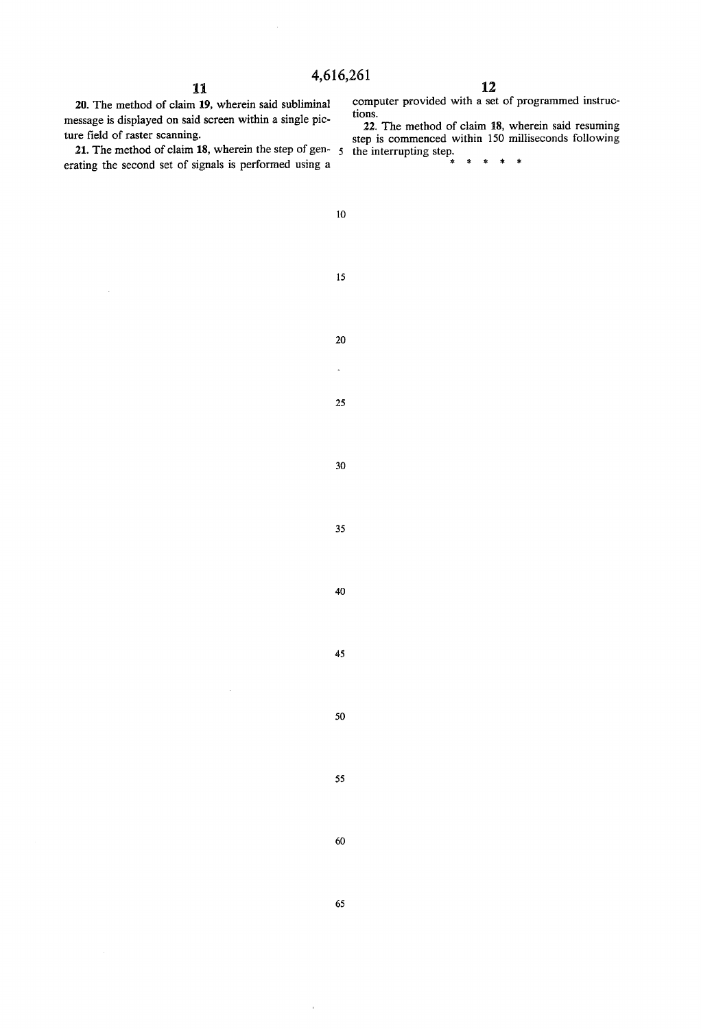**20.** The method of claim **19**, wherein said subliminal message is displayed on said screen within a single picture field of raster scanning.

**21.** The method of claim **18**, wherein the step of generating the second set of signals is performed using a computer provided with a set of programmed instructions.

**22.** The method of claim **18**, wherein said resuming step is commenced within 150 milliseconds following the interrupting step.

\* \* \* \* \*